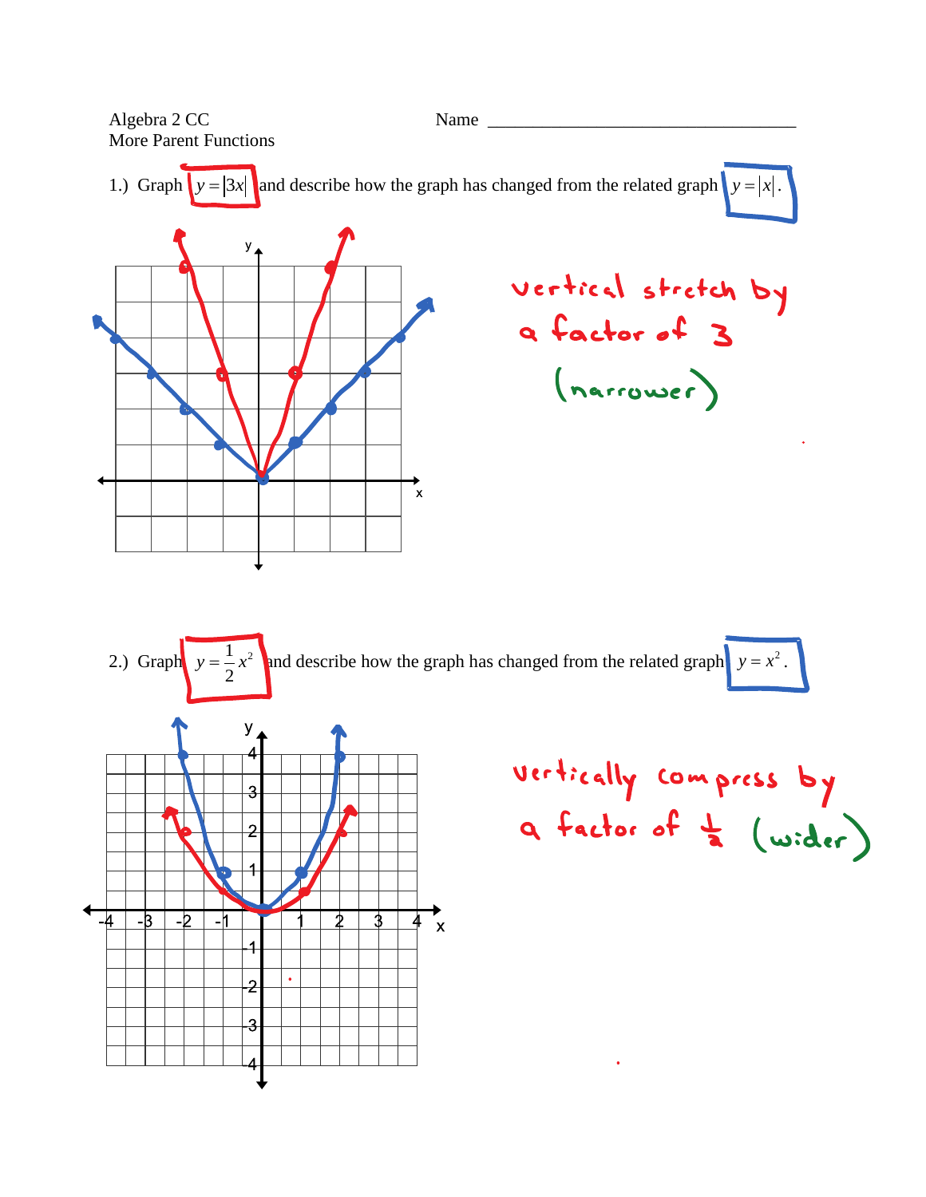Algebra 2 CC
More Parent Functions

Name ___________________________________

1.) Graph $y = |3x|$ and describe how the graph has changed from the related graph $y = |x|$.

vertical stretch by a factor of 3 (narrower)

2.) Graph $y = \frac{1}{2}x^2$ and describe how the graph has changed from the related graph $y = x^2$.

vertically compress by a factor of $\frac{1}{2}$ (wider)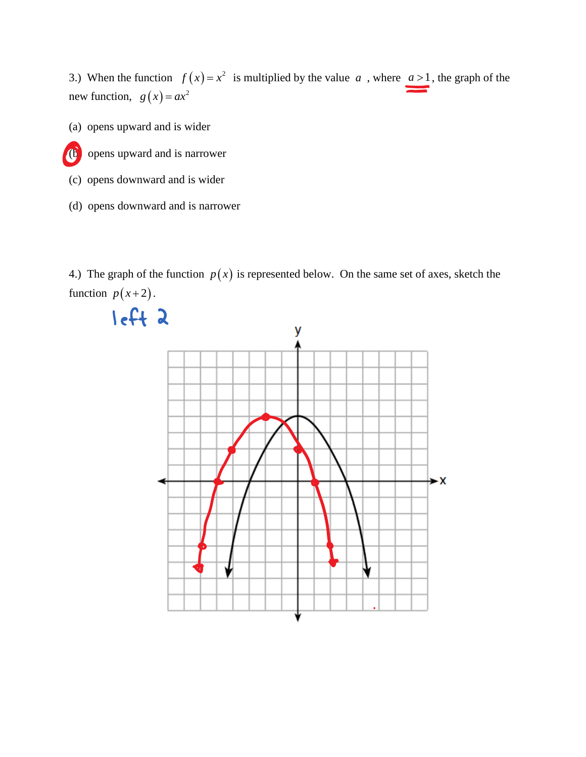3.) When the function $f(x) = x^2$ is multiplied by the value $a$, where $a > 1$, the graph of the new function, $g(x) = ax^2$

(a) opens upward and is wider

(b) opens upward and is narrower

(c) opens downward and is wider

(d) opens downward and is narrower

4.) The graph of the function $p(x)$ is represented below. On the same set of axes, sketch the function $p(x+2)$.

left 2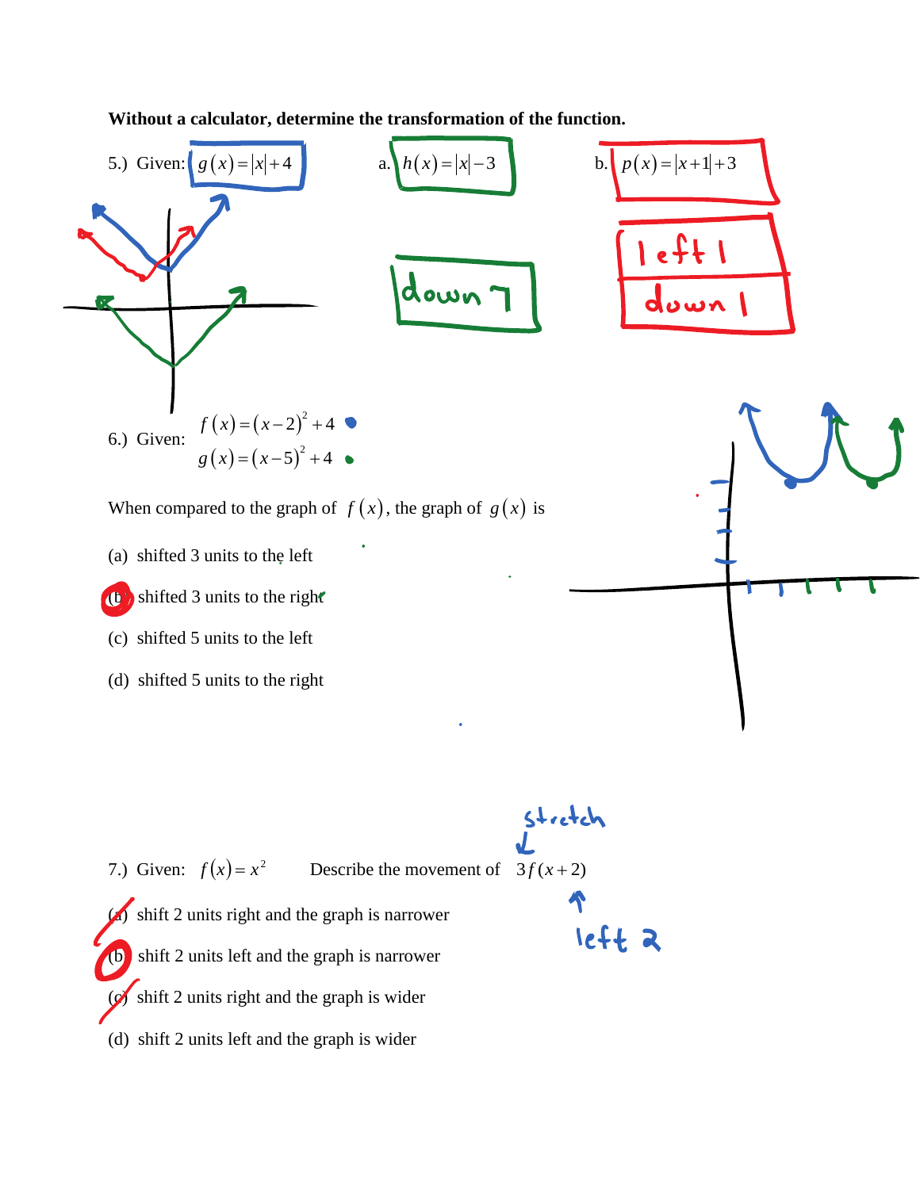**Without a calculator, determine the transformation of the function.**

5.) Given: $g(x) = |x| + 4$

a. $h(x) = |x| - 3$

down 7

b. $p(x) = |x+1| + 3$

left 1

down 1

6.) Given: $f(x) = (x-2)^2 + 4$

$g(x) = (x-5)^2 + 4$

When compared to the graph of $f(x)$, the graph of $g(x)$ is

(a) shifted 3 units to the left

(b) shifted 3 units to the right

(c) shifted 5 units to the left

(d) shifted 5 units to the right

7.) Given: $f(x) = x^2$ Describe the movement of $3f(x+2)$

stretch

left 2

(a) shift 2 units right and the graph is narrower

(b) shift 2 units left and the graph is narrower

(c) shift 2 units right and the graph is wider

(d) shift 2 units left and the graph is wider